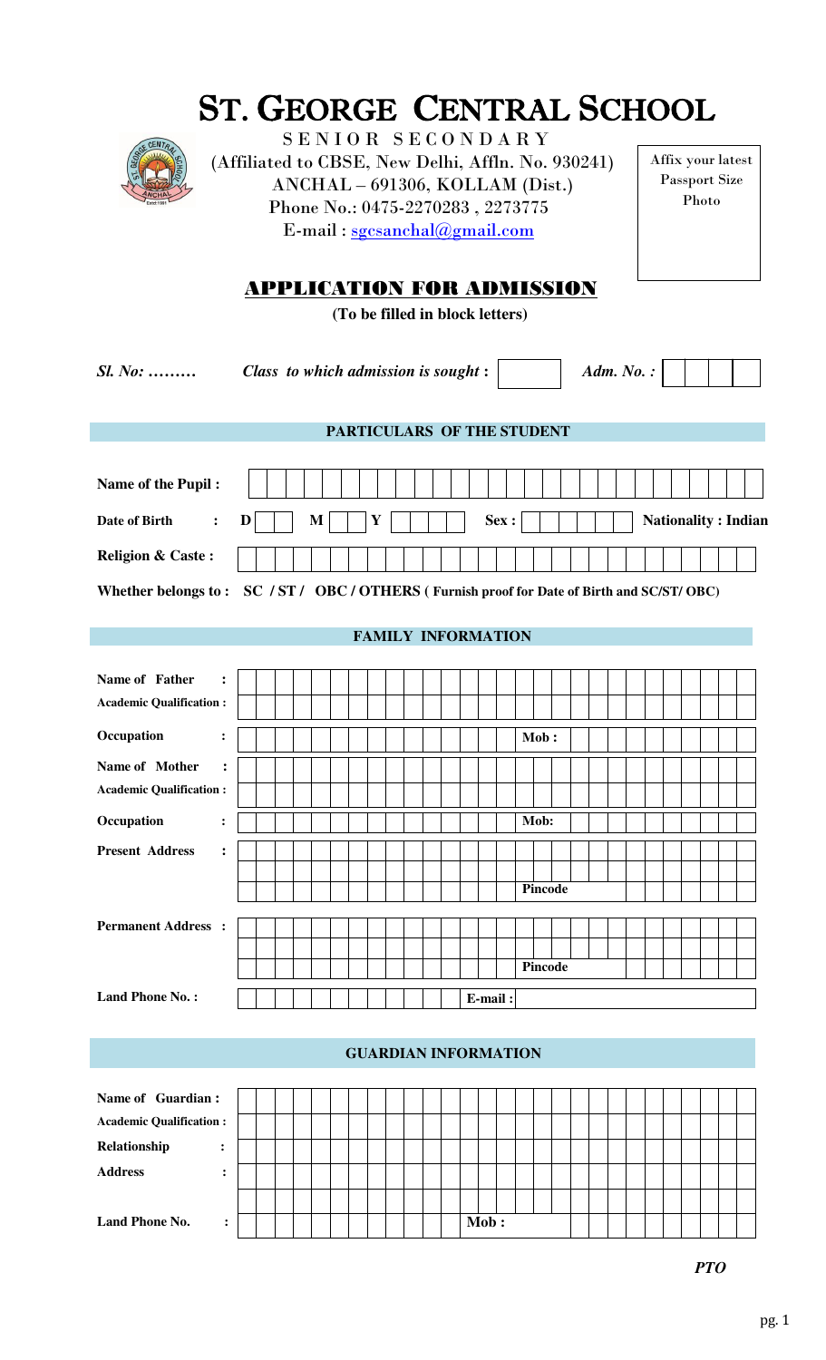# ST. GEORGE CENTRAL SCHOOL

SENIOR SECONDARY

(Affiliated to CBSE, New Delhi, Affln. No. 930241)
ANCHAL – 691306, KOLLAM (Dist.)
Phone No.: 0475-2270283 , 2273775
E-mail : sgcsanchal@gmail.com

Affix your latest Passport Size Photo

## APPLICATION FOR ADMISSION

**(To be filled in block letters)**

*Sl. No: ………* *Class to which admission is sought :* ______ *Adm. No. :* ______

### PARTICULARS OF THE STUDENT

**Name of the Pupil :** ____________________

**Date of Birth :** D ____ M ____ Y ____ **Sex :** ____ **Nationality : Indian**

**Religion & Caste :** ____________________

**Whether belongs to : SC / ST / OBC / OTHERS ( Furnish proof for Date of Birth and SC/ST/ OBC)**

### FAMILY INFORMATION

**Name of Father :** ____________________

**Academic Qualification :** ____________________

**Occupation :** ____________________ **Mob :** ____________________

**Name of Mother :** ____________________

**Academic Qualification :** ____________________

**Occupation :** ____________________ **Mob:** ____________________

**Present Address :** ____________________

____________________ **Pincode** ____________________

**Permanent Address :** ____________________

____________________ **Pincode** ____________________

**Land Phone No. :** ____________________ **E-mail :** ____________________

### GUARDIAN INFORMATION

**Name of Guardian :** ____________________

**Academic Qualification :** ____________________

**Relationship :** ____________________

**Address :** ____________________

____________________

**Land Phone No. :** ____________________ **Mob :** ____________________

***PTO***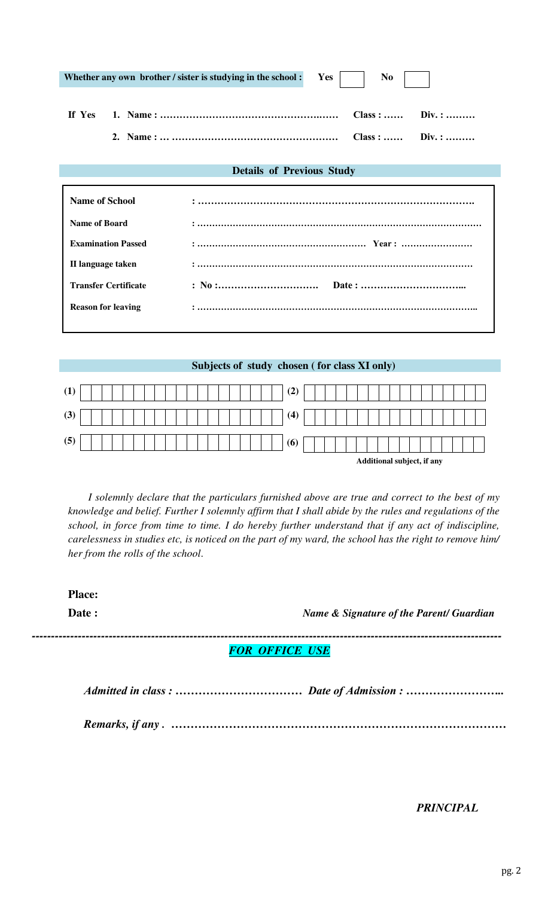**Whether any own brother / sister is studying in the school :** **Yes** ☐ **No** ☐

**If Yes** **1. Name : ………………………………………….……** **Class : ……** **Div. : ………**

**2. Name : … ……………………………………………** **Class : ……** **Div. : ………**

## Details of Previous Study

| | |
|---|---|
| **Name of School** | : ………………………………………………………………………. |
| **Name of Board** | : …………………………………………………………………………………… |
| **Examination Passed** | : ………………………………………………… **Year :** …………………… |
| **II language taken** | : ………………………………………………………………………………… |
| **Transfer Certificate** | : **No :**…………………………… **Date :** …………………………... |
| **Reason for leaving** | : ………………………………………………………………………………….. |

## Subjects of study chosen ( for class XI only)

**(1)** ☐☐☐☐☐☐☐☐☐☐☐☐☐☐☐☐☐☐ **(2)** ☐☐☐☐☐☐☐☐☐☐☐☐☐☐☐☐

**(3)** ☐☐☐☐☐☐☐☐☐☐☐☐☐☐☐☐☐☐ **(4)** ☐☐☐☐☐☐☐☐☐☐☐☐☐☐☐☐

**(5)** ☐☐☐☐☐☐☐☐☐☐☐☐☐☐☐☐☐☐ **(6)** ☐☐☐☐☐☐☐☐☐☐☐☐☐☐☐☐

**Additional subject, if any**

*I solemnly declare that the particulars furnished above are true and correct to the best of my knowledge and belief. Further I solemnly affirm that I shall abide by the rules and regulations of the school, in force from time to time. I do hereby further understand that if any act of indiscipline, carelessness in studies etc, is noticed on the part of my ward, the school has the right to remove him/ her from the rolls of the school.*

**Place:**

**Date :** ***Name & Signature of the Parent/ Guardian***

---

***FOR OFFICE USE***

***Admitted in class : …………………………… Date of Admission : ……………………..***

***Remarks, if any . ……………………………………………………………………………***

***PRINCIPAL***